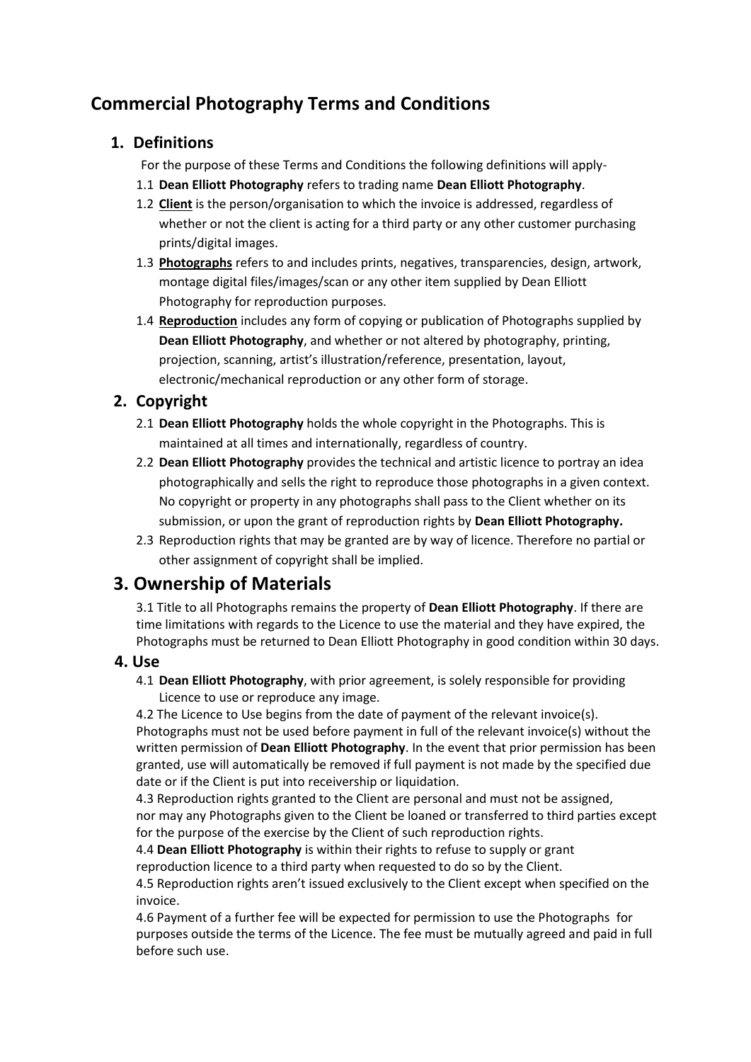# Commercial Photography Terms and Conditions

## 1. Definitions

For the purpose of these Terms and Conditions the following definitions will apply-

1.1 **Dean Elliott Photography** refers to trading name **Dean Elliott Photography**.

1.2 **Client** is the person/organisation to which the invoice is addressed, regardless of whether or not the client is acting for a third party or any other customer purchasing prints/digital images.

1.3 **Photographs** refers to and includes prints, negatives, transparencies, design, artwork, montage digital files/images/scan or any other item supplied by Dean Elliott Photography for reproduction purposes.

1.4 **Reproduction** includes any form of copying or publication of Photographs supplied by **Dean Elliott Photography**, and whether or not altered by photography, printing, projection, scanning, artist's illustration/reference, presentation, layout, electronic/mechanical reproduction or any other form of storage.

## 2. Copyright

2.1 **Dean Elliott Photography** holds the whole copyright in the Photographs. This is maintained at all times and internationally, regardless of country.

2.2 **Dean Elliott Photography** provides the technical and artistic licence to portray an idea photographically and sells the right to reproduce those photographs in a given context. No copyright or property in any photographs shall pass to the Client whether on its submission, or upon the grant of reproduction rights by **Dean Elliott Photography.**

2.3 Reproduction rights that may be granted are by way of licence. Therefore no partial or other assignment of copyright shall be implied.

## 3. Ownership of Materials

3.1 Title to all Photographs remains the property of **Dean Elliott Photography**. If there are time limitations with regards to the Licence to use the material and they have expired, the Photographs must be returned to Dean Elliott Photography in good condition within 30 days.

## 4. Use

4.1 **Dean Elliott Photography**, with prior agreement, is solely responsible for providing Licence to use or reproduce any image.

4.2 The Licence to Use begins from the date of payment of the relevant invoice(s). Photographs must not be used before payment in full of the relevant invoice(s) without the written permission of **Dean Elliott Photography**. In the event that prior permission has been granted, use will automatically be removed if full payment is not made by the specified due date or if the Client is put into receivership or liquidation.

4.3 Reproduction rights granted to the Client are personal and must not be assigned, nor may any Photographs given to the Client be loaned or transferred to third parties except for the purpose of the exercise by the Client of such reproduction rights.

4.4 **Dean Elliott Photography** is within their rights to refuse to supply or grant reproduction licence to a third party when requested to do so by the Client.

4.5 Reproduction rights aren't issued exclusively to the Client except when specified on the invoice.

4.6 Payment of a further fee will be expected for permission to use the Photographs for purposes outside the terms of the Licence. The fee must be mutually agreed and paid in full before such use.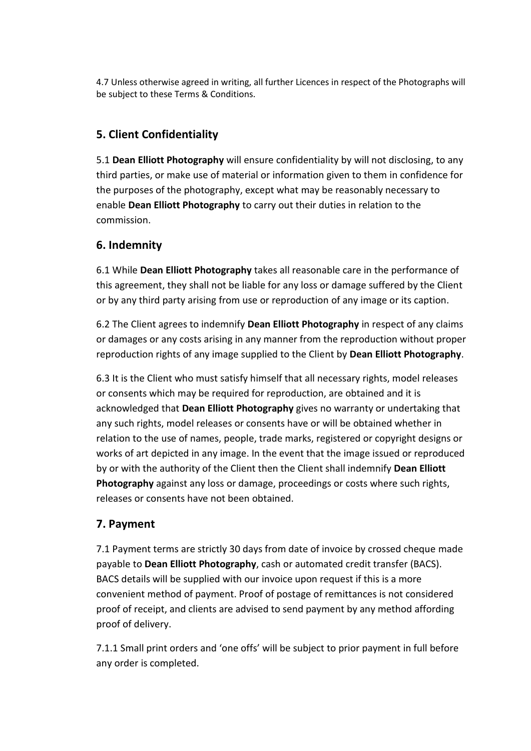4.7 Unless otherwise agreed in writing, all further Licences in respect of the Photographs will be subject to these Terms & Conditions.

## 5. Client Confidentiality

5.1 **Dean Elliott Photography** will ensure confidentiality by will not disclosing, to any third parties, or make use of material or information given to them in confidence for the purposes of the photography, except what may be reasonably necessary to enable **Dean Elliott Photography** to carry out their duties in relation to the commission.

## 6. Indemnity

6.1 While **Dean Elliott Photography** takes all reasonable care in the performance of this agreement, they shall not be liable for any loss or damage suffered by the Client or by any third party arising from use or reproduction of any image or its caption.

6.2 The Client agrees to indemnify **Dean Elliott Photography** in respect of any claims or damages or any costs arising in any manner from the reproduction without proper reproduction rights of any image supplied to the Client by **Dean Elliott Photography**.

6.3 It is the Client who must satisfy himself that all necessary rights, model releases or consents which may be required for reproduction, are obtained and it is acknowledged that **Dean Elliott Photography** gives no warranty or undertaking that any such rights, model releases or consents have or will be obtained whether in relation to the use of names, people, trade marks, registered or copyright designs or works of art depicted in any image. In the event that the image issued or reproduced by or with the authority of the Client then the Client shall indemnify **Dean Elliott Photography** against any loss or damage, proceedings or costs where such rights, releases or consents have not been obtained.

## 7. Payment

7.1 Payment terms are strictly 30 days from date of invoice by crossed cheque made payable to **Dean Elliott Photography**, cash or automated credit transfer (BACS). BACS details will be supplied with our invoice upon request if this is a more convenient method of payment. Proof of postage of remittances is not considered proof of receipt, and clients are advised to send payment by any method affording proof of delivery.

7.1.1 Small print orders and 'one offs' will be subject to prior payment in full before any order is completed.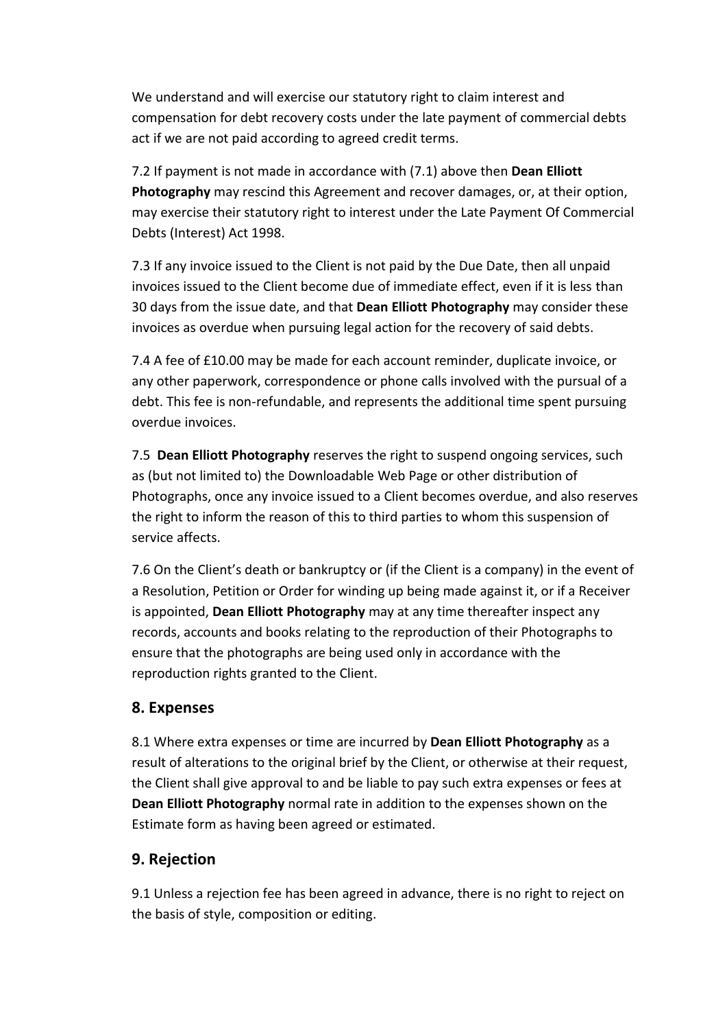We understand and will exercise our statutory right to claim interest and compensation for debt recovery costs under the late payment of commercial debts act if we are not paid according to agreed credit terms.

7.2 If payment is not made in accordance with (7.1) above then **Dean Elliott Photography** may rescind this Agreement and recover damages, or, at their option, may exercise their statutory right to interest under the Late Payment Of Commercial Debts (Interest) Act 1998.

7.3 If any invoice issued to the Client is not paid by the Due Date, then all unpaid invoices issued to the Client become due of immediate effect, even if it is less than 30 days from the issue date, and that **Dean Elliott Photography** may consider these invoices as overdue when pursuing legal action for the recovery of said debts.

7.4 A fee of £10.00 may be made for each account reminder, duplicate invoice, or any other paperwork, correspondence or phone calls involved with the pursual of a debt. This fee is non-refundable, and represents the additional time spent pursuing overdue invoices.

7.5 **Dean Elliott Photography** reserves the right to suspend ongoing services, such as (but not limited to) the Downloadable Web Page or other distribution of Photographs, once any invoice issued to a Client becomes overdue, and also reserves the right to inform the reason of this to third parties to whom this suspension of service affects.

7.6 On the Client's death or bankruptcy or (if the Client is a company) in the event of a Resolution, Petition or Order for winding up being made against it, or if a Receiver is appointed, **Dean Elliott Photography** may at any time thereafter inspect any records, accounts and books relating to the reproduction of their Photographs to ensure that the photographs are being used only in accordance with the reproduction rights granted to the Client.

## 8. Expenses

8.1 Where extra expenses or time are incurred by **Dean Elliott Photography** as a result of alterations to the original brief by the Client, or otherwise at their request, the Client shall give approval to and be liable to pay such extra expenses or fees at **Dean Elliott Photography** normal rate in addition to the expenses shown on the Estimate form as having been agreed or estimated.

## 9. Rejection

9.1 Unless a rejection fee has been agreed in advance, there is no right to reject on the basis of style, composition or editing.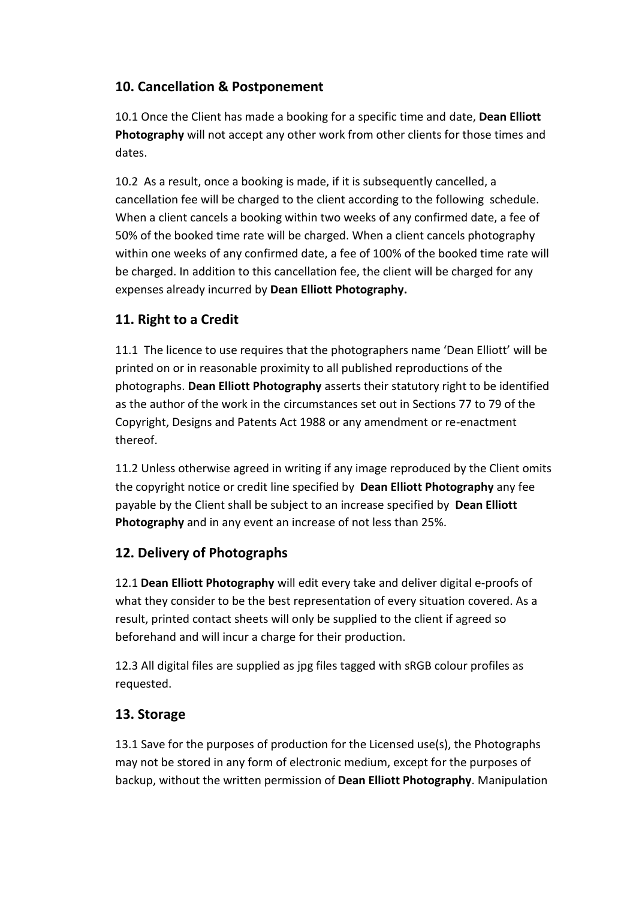## 10. Cancellation & Postponement

10.1 Once the Client has made a booking for a specific time and date, **Dean Elliott Photography** will not accept any other work from other clients for those times and dates.

10.2 As a result, once a booking is made, if it is subsequently cancelled, a cancellation fee will be charged to the client according to the following schedule. When a client cancels a booking within two weeks of any confirmed date, a fee of 50% of the booked time rate will be charged. When a client cancels photography within one weeks of any confirmed date, a fee of 100% of the booked time rate will be charged. In addition to this cancellation fee, the client will be charged for any expenses already incurred by **Dean Elliott Photography.**

## 11. Right to a Credit

11.1 The licence to use requires that the photographers name 'Dean Elliott' will be printed on or in reasonable proximity to all published reproductions of the photographs. **Dean Elliott Photography** asserts their statutory right to be identified as the author of the work in the circumstances set out in Sections 77 to 79 of the Copyright, Designs and Patents Act 1988 or any amendment or re-enactment thereof.

11.2 Unless otherwise agreed in writing if any image reproduced by the Client omits the copyright notice or credit line specified by **Dean Elliott Photography** any fee payable by the Client shall be subject to an increase specified by **Dean Elliott Photography** and in any event an increase of not less than 25%.

## 12. Delivery of Photographs

12.1 **Dean Elliott Photography** will edit every take and deliver digital e-proofs of what they consider to be the best representation of every situation covered. As a result, printed contact sheets will only be supplied to the client if agreed so beforehand and will incur a charge for their production.

12.3 All digital files are supplied as jpg files tagged with sRGB colour profiles as requested.

## 13. Storage

13.1 Save for the purposes of production for the Licensed use(s), the Photographs may not be stored in any form of electronic medium, except for the purposes of backup, without the written permission of **Dean Elliott Photography**. Manipulation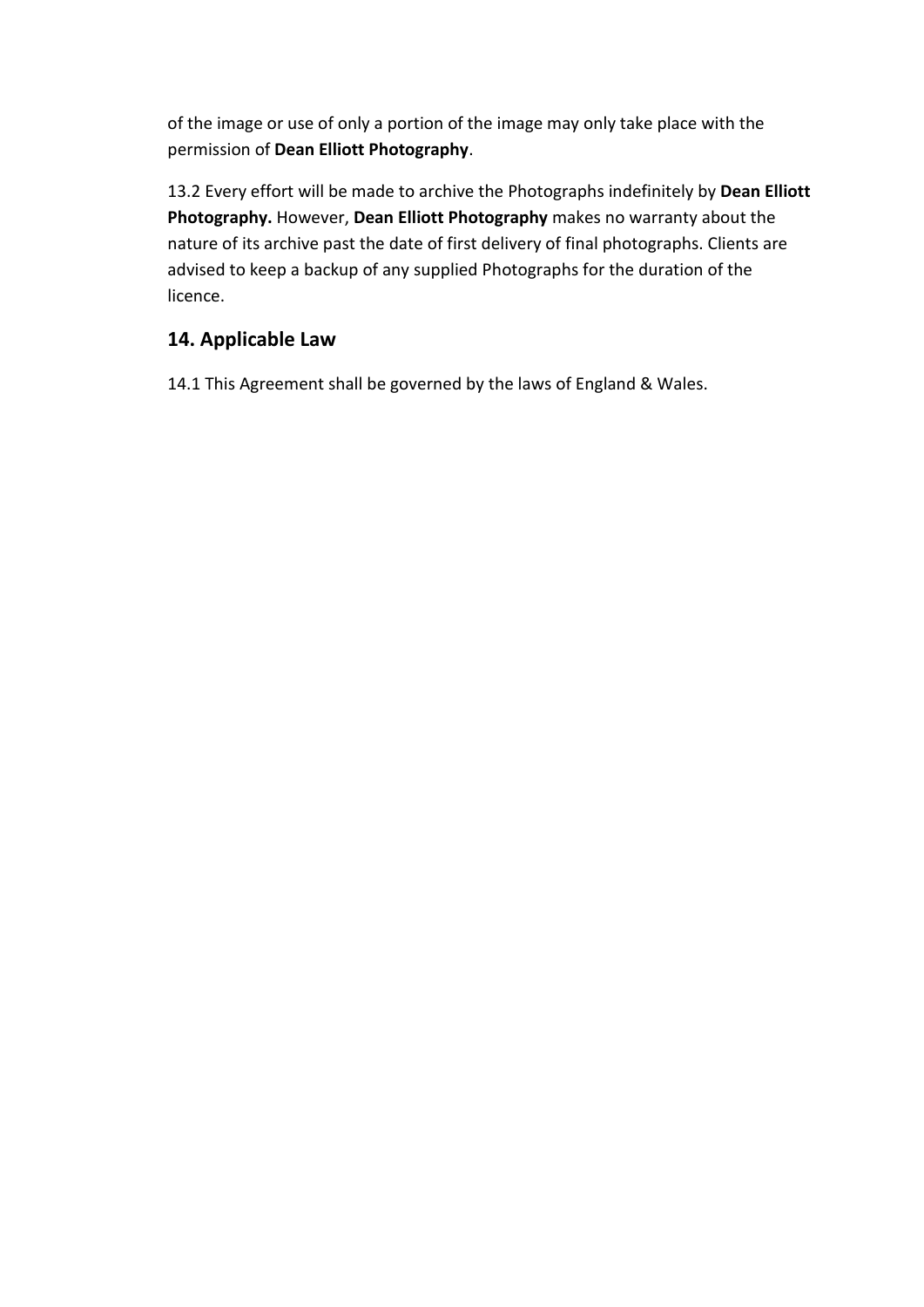of the image or use of only a portion of the image may only take place with the permission of **Dean Elliott Photography**.

13.2 Every effort will be made to archive the Photographs indefinitely by **Dean Elliott Photography.** However, **Dean Elliott Photography** makes no warranty about the nature of its archive past the date of first delivery of final photographs. Clients are advised to keep a backup of any supplied Photographs for the duration of the licence.

## 14. Applicable Law

14.1 This Agreement shall be governed by the laws of England & Wales.